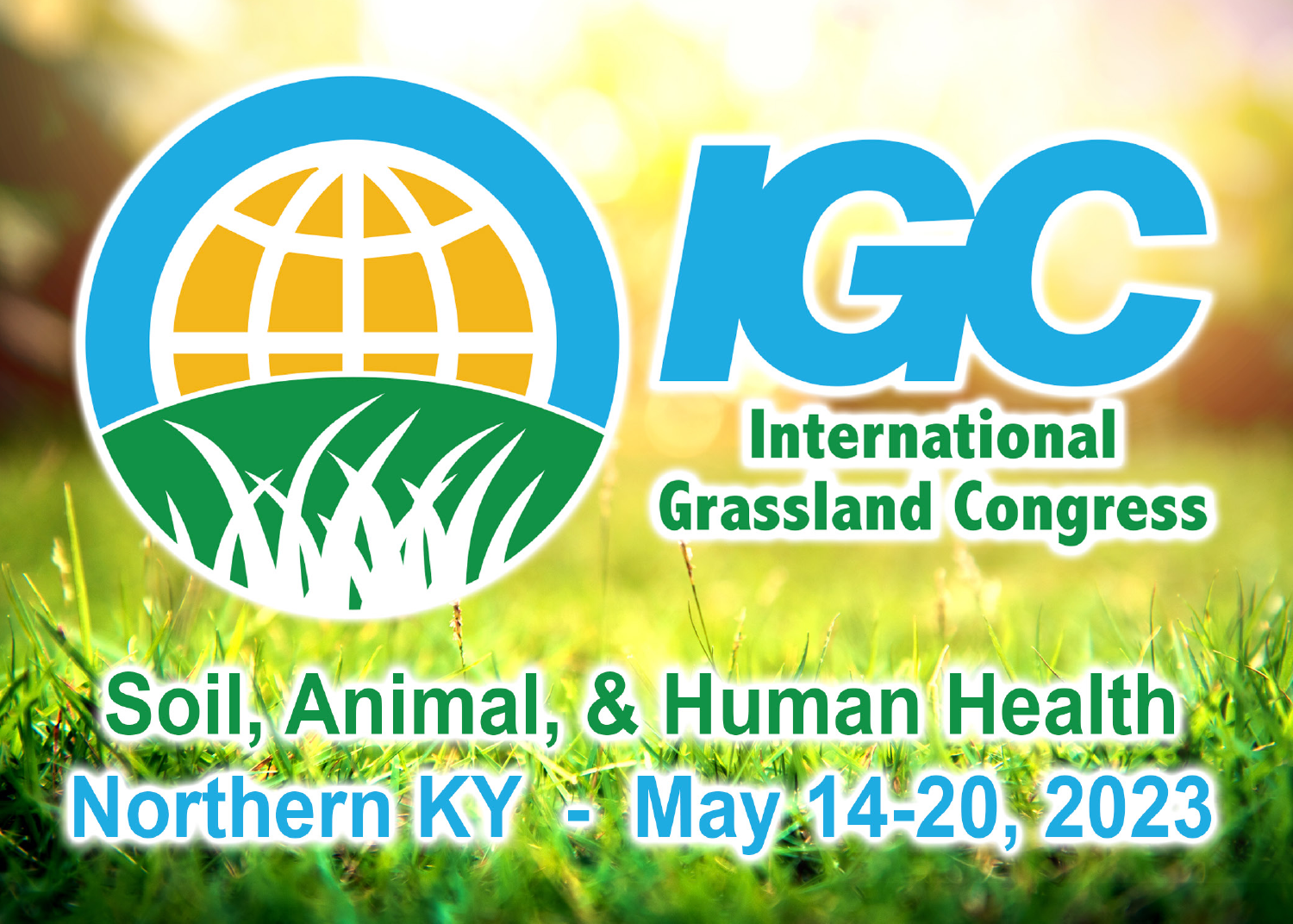# IGC

## International Grassland Congress

## Soil, Animal, & Human Health

## Northern KY - May 14-20, 2023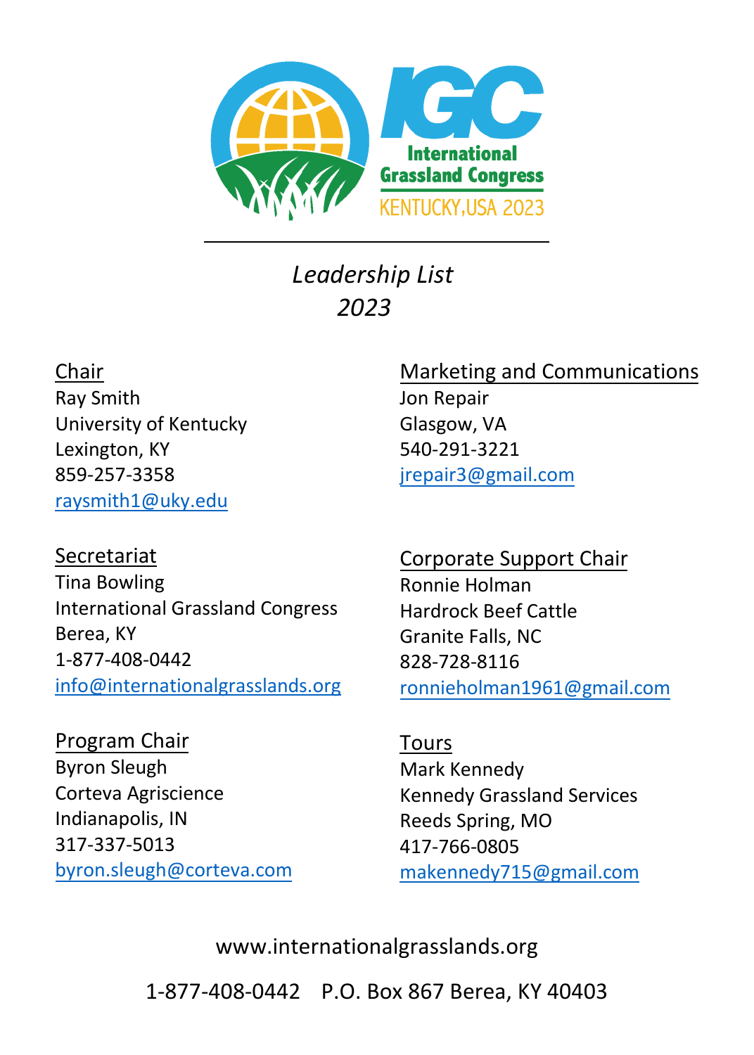IGC International Grassland Congress KENTUCKY, USA 2023

*Leadership List*
*2023*

**Chair**
Ray Smith
University of Kentucky
Lexington, KY
859-257-3358
raysmith1@uky.edu

**Secretariat**
Tina Bowling
International Grassland Congress
Berea, KY
1-877-408-0442
info@internationalgrasslands.org

**Program Chair**
Byron Sleugh
Corteva Agriscience
Indianapolis, IN
317-337-5013
byron.sleugh@corteva.com

**Marketing and Communications**
Jon Repair
Glasgow, VA
540-291-3221
jrepair3@gmail.com

**Corporate Support Chair**
Ronnie Holman
Hardrock Beef Cattle
Granite Falls, NC
828-728-8116
ronnieholman1961@gmail.com

**Tours**
Mark Kennedy
Kennedy Grassland Services
Reeds Spring, MO
417-766-0805
makennedy715@gmail.com

www.internationalgrasslands.org

1-877-408-0442 P.O. Box 867 Berea, KY 40403